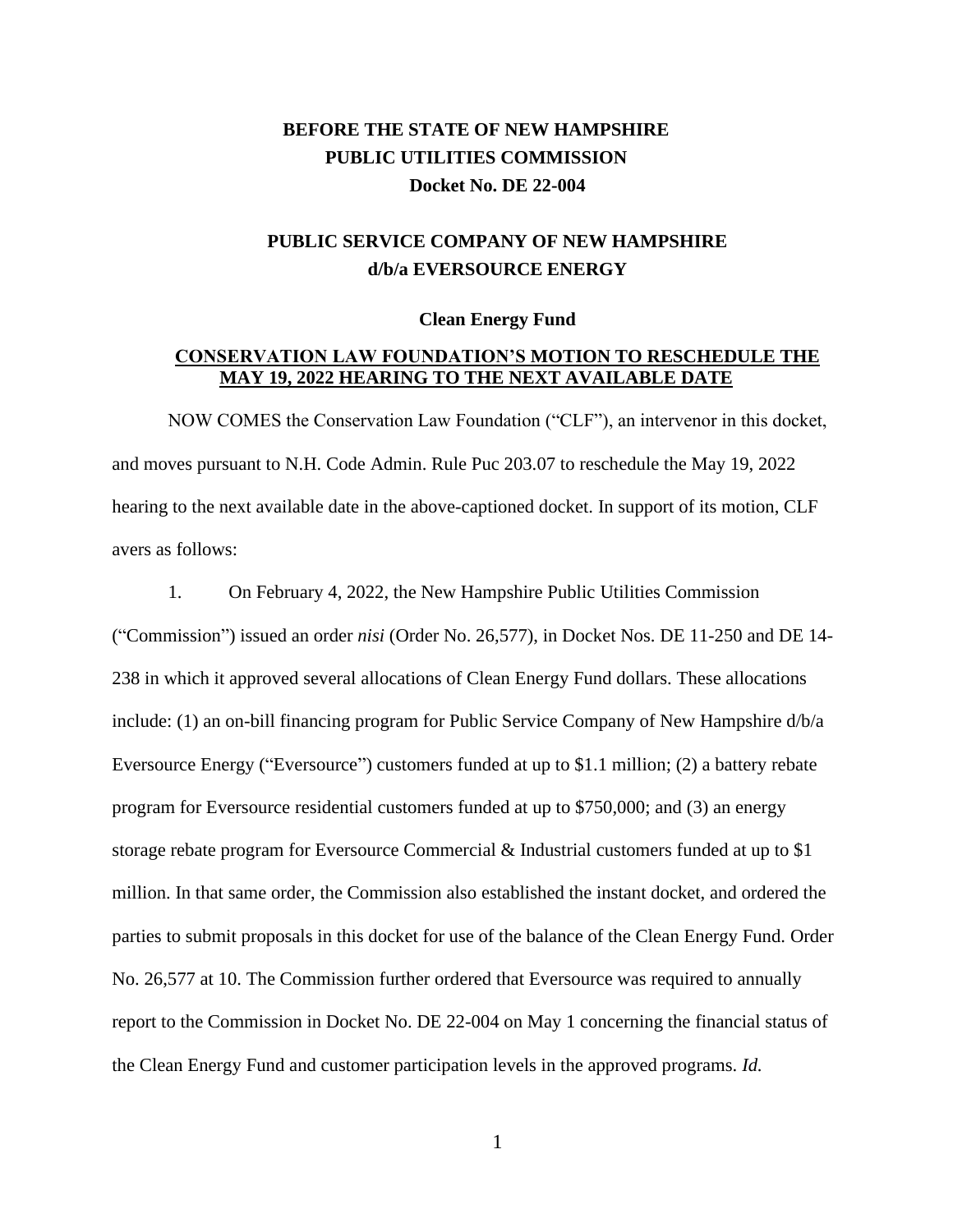**BEFORE THE STATE OF NEW HAMPSHIRE**
**PUBLIC UTILITIES COMMISSION**
**Docket No. DE 22-004**

**PUBLIC SERVICE COMPANY OF NEW HAMPSHIRE**
**d/b/a EVERSOURCE ENERGY**

**Clean Energy Fund**

**CONSERVATION LAW FOUNDATION'S MOTION TO RESCHEDULE THE MAY 19, 2022 HEARING TO THE NEXT AVAILABLE DATE**

NOW COMES the Conservation Law Foundation ("CLF"), an intervenor in this docket, and moves pursuant to N.H. Code Admin. Rule Puc 203.07 to reschedule the May 19, 2022 hearing to the next available date in the above-captioned docket. In support of its motion, CLF avers as follows:

1. On February 4, 2022, the New Hampshire Public Utilities Commission ("Commission") issued an order *nisi* (Order No. 26,577), in Docket Nos. DE 11-250 and DE 14-238 in which it approved several allocations of Clean Energy Fund dollars. These allocations include: (1) an on-bill financing program for Public Service Company of New Hampshire d/b/a Eversource Energy ("Eversource") customers funded at up to $1.1 million; (2) a battery rebate program for Eversource residential customers funded at up to $750,000; and (3) an energy storage rebate program for Eversource Commercial & Industrial customers funded at up to $1 million. In that same order, the Commission also established the instant docket, and ordered the parties to submit proposals in this docket for use of the balance of the Clean Energy Fund. Order No. 26,577 at 10. The Commission further ordered that Eversource was required to annually report to the Commission in Docket No. DE 22-004 on May 1 concerning the financial status of the Clean Energy Fund and customer participation levels in the approved programs. *Id.*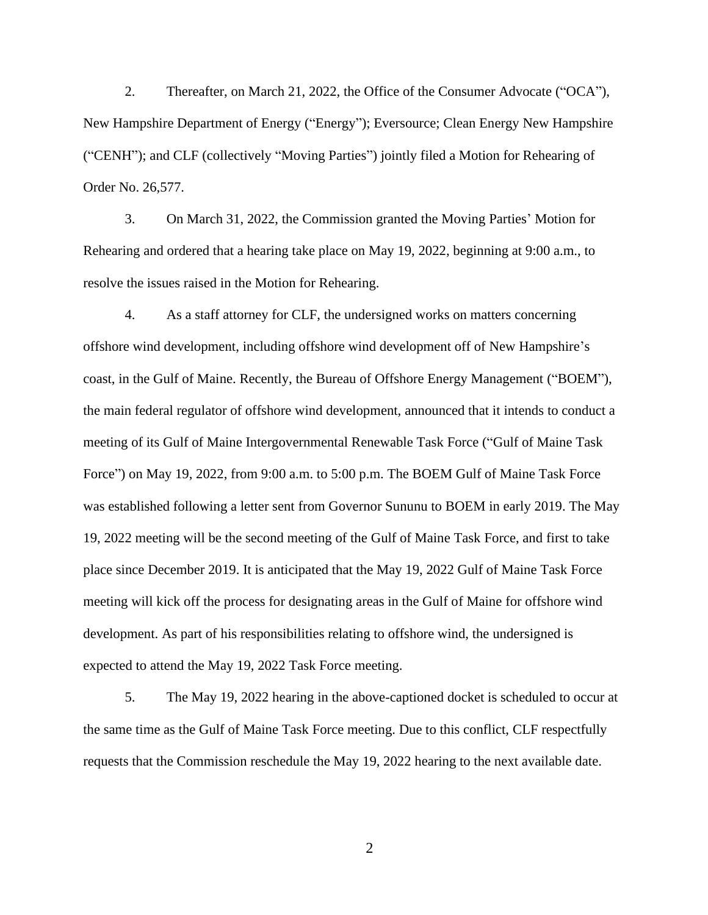2. Thereafter, on March 21, 2022, the Office of the Consumer Advocate ("OCA"), New Hampshire Department of Energy ("Energy"); Eversource; Clean Energy New Hampshire ("CENH"); and CLF (collectively "Moving Parties") jointly filed a Motion for Rehearing of Order No. 26,577.

3. On March 31, 2022, the Commission granted the Moving Parties' Motion for Rehearing and ordered that a hearing take place on May 19, 2022, beginning at 9:00 a.m., to resolve the issues raised in the Motion for Rehearing.

4. As a staff attorney for CLF, the undersigned works on matters concerning offshore wind development, including offshore wind development off of New Hampshire's coast, in the Gulf of Maine. Recently, the Bureau of Offshore Energy Management ("BOEM"), the main federal regulator of offshore wind development, announced that it intends to conduct a meeting of its Gulf of Maine Intergovernmental Renewable Task Force ("Gulf of Maine Task Force") on May 19, 2022, from 9:00 a.m. to 5:00 p.m. The BOEM Gulf of Maine Task Force was established following a letter sent from Governor Sununu to BOEM in early 2019. The May 19, 2022 meeting will be the second meeting of the Gulf of Maine Task Force, and first to take place since December 2019. It is anticipated that the May 19, 2022 Gulf of Maine Task Force meeting will kick off the process for designating areas in the Gulf of Maine for offshore wind development. As part of his responsibilities relating to offshore wind, the undersigned is expected to attend the May 19, 2022 Task Force meeting.

5. The May 19, 2022 hearing in the above-captioned docket is scheduled to occur at the same time as the Gulf of Maine Task Force meeting. Due to this conflict, CLF respectfully requests that the Commission reschedule the May 19, 2022 hearing to the next available date.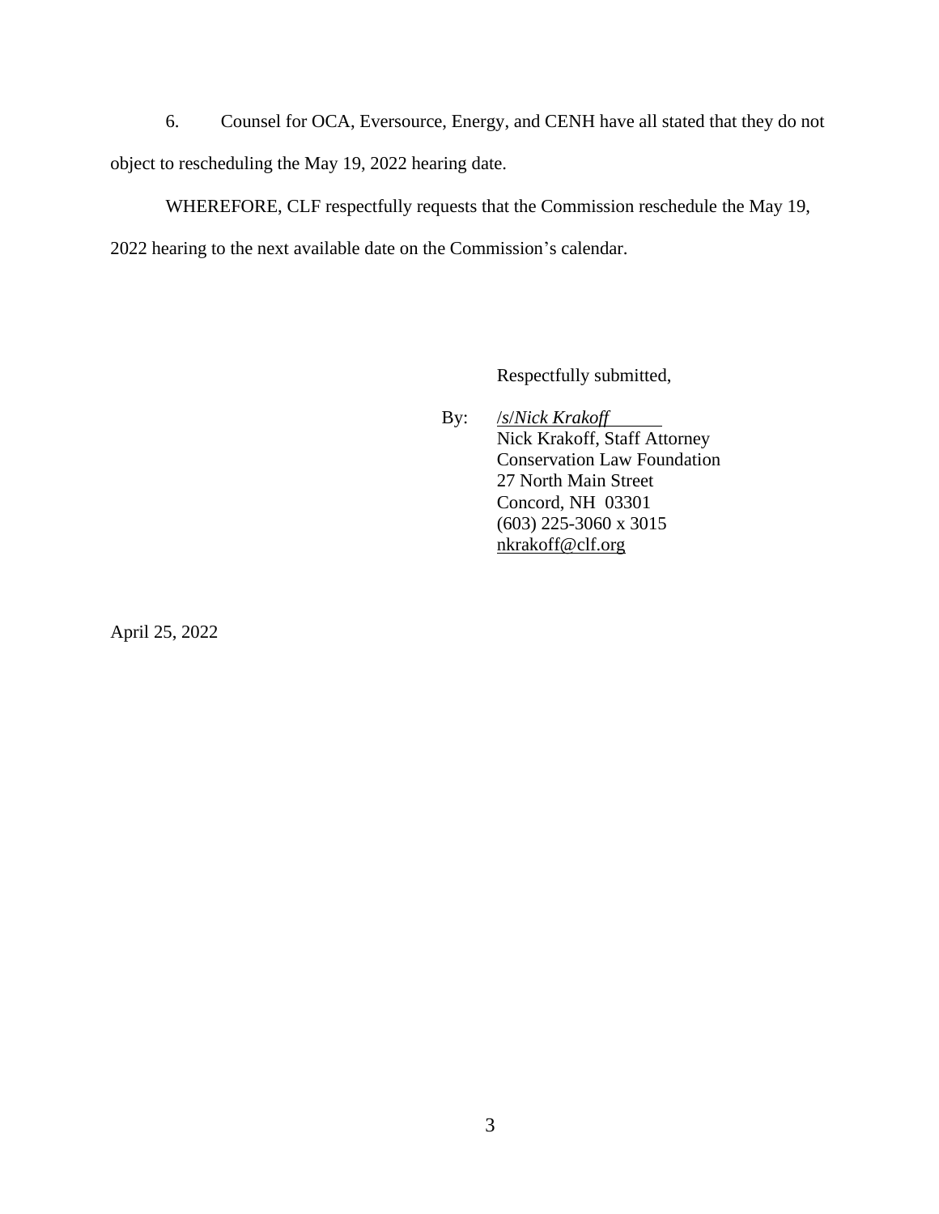6. Counsel for OCA, Eversource, Energy, and CENH have all stated that they do not object to rescheduling the May 19, 2022 hearing date.

WHEREFORE, CLF respectfully requests that the Commission reschedule the May 19, 2022 hearing to the next available date on the Commission's calendar.

Respectfully submitted,

By: /s/*Nick Krakoff*
Nick Krakoff, Staff Attorney
Conservation Law Foundation
27 North Main Street
Concord, NH 03301
(603) 225-3060 x 3015
nkrakoff@clf.org

April 25, 2022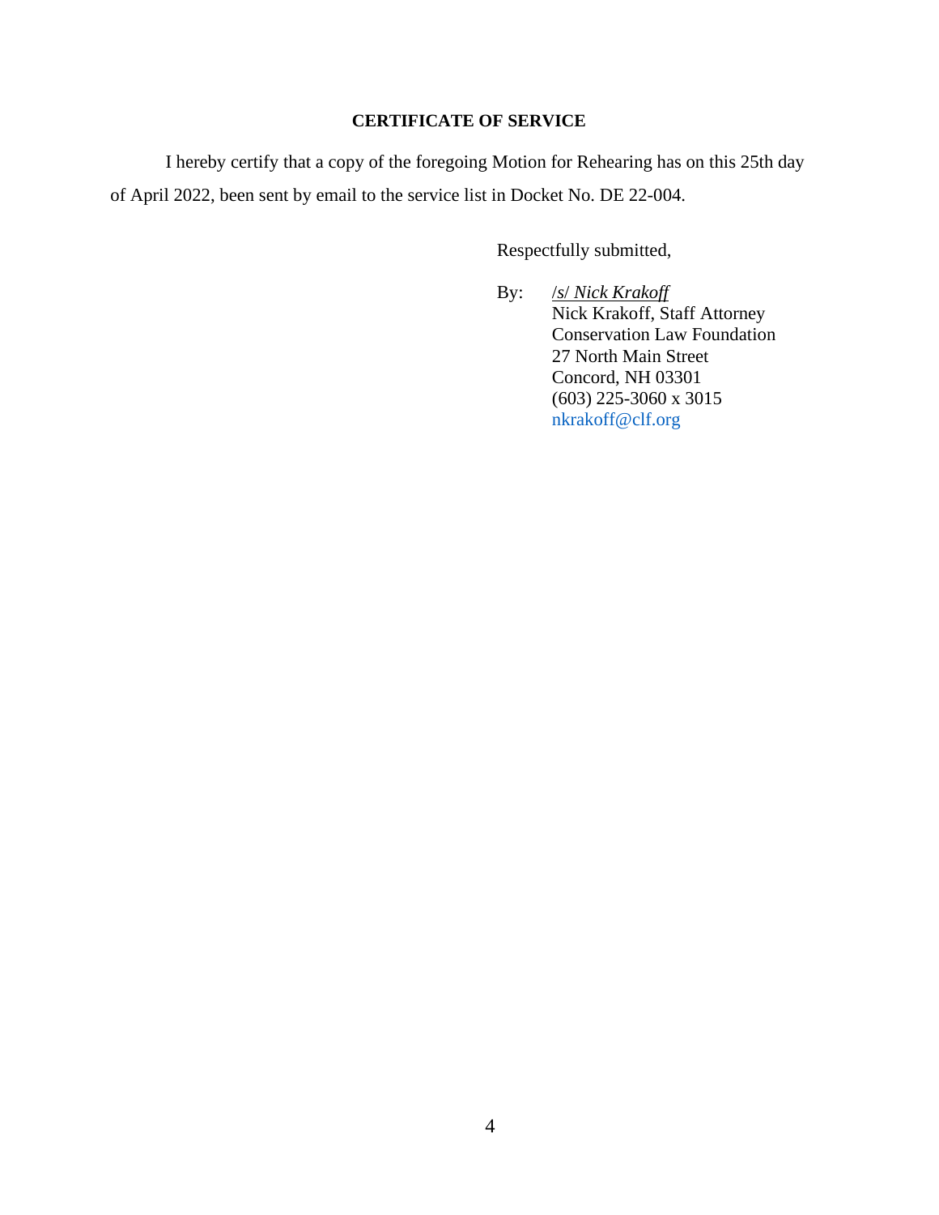**CERTIFICATE OF SERVICE**

I hereby certify that a copy of the foregoing Motion for Rehearing has on this 25th day of April 2022, been sent by email to the service list in Docket No. DE 22-004.

Respectfully submitted,

By: */s/ Nick Krakoff*
Nick Krakoff, Staff Attorney
Conservation Law Foundation
27 North Main Street
Concord, NH 03301
(603) 225-3060 x 3015
nkrakoff@clf.org